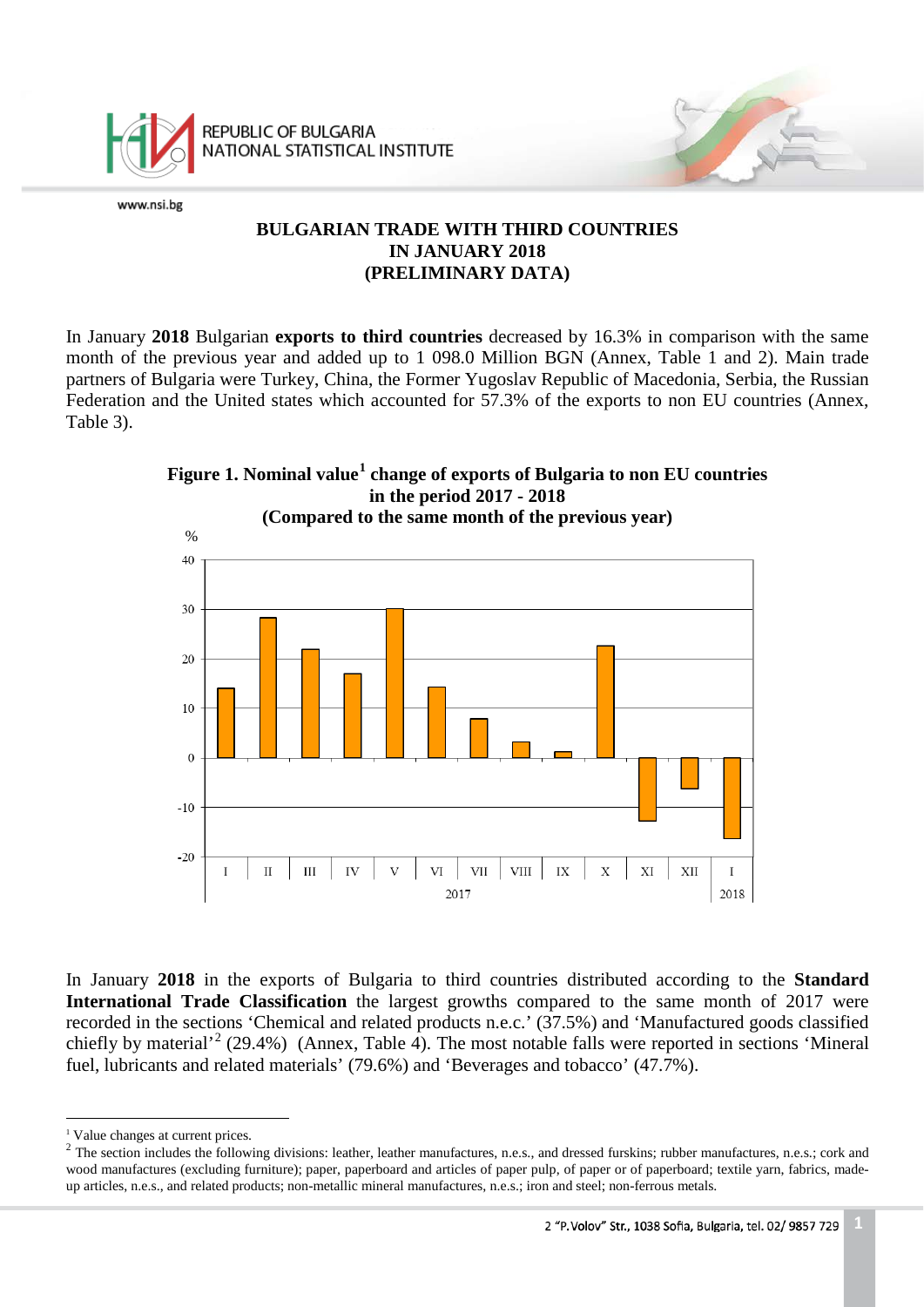# BULGARIAN TRADE WITH THIRD COUNTRIES IN JANUARY 2018 (PRELIMINARY DATA)

In January **2018** Bulgarian **exports to third countries** decreased by 16.3% in comparison with the same month of the previous year and added up to 1 098.0 Million BGN (Annex, Table 1 and 2). Main trade partners of Bulgaria were Turkey, China, the Former Yugoslav Republic of Macedonia, Serbia, the Russian Federation and the United states which accounted for 57.3% of the exports to non EU countries (Annex, Table 3).

**Figure 1. Nominal value[1] change of exports of Bulgaria to non EU countries in the period 2017 - 2018 (Compared to the same month of the previous year)**

In January **2018** in the exports of Bulgaria to third countries distributed according to the **Standard International Trade Classification** the largest growths compared to the same month of 2017 were recorded in the sections ‘Chemical and related products n.e.c.’ (37.5%) and ‘Manufactured goods classified chiefly by material’[2] (29.4%) (Annex, Table 4). The most notable falls were reported in sections ‘Mineral fuel, lubricants and related materials’ (79.6%) and ‘Beverages and tobacco’ (47.7%).

---

[1] Value changes at current prices.

[2] The section includes the following divisions: leather, leather manufactures, n.e.s., and dressed furskins; rubber manufactures, n.e.s.; cork and wood manufactures (excluding furniture); paper, paperboard and articles of paper pulp, of paper or of paperboard; textile yarn, fabrics, made-up articles, n.e.s., and related products; non-metallic mineral manufactures, n.e.s.; iron and steel; non-ferrous metals.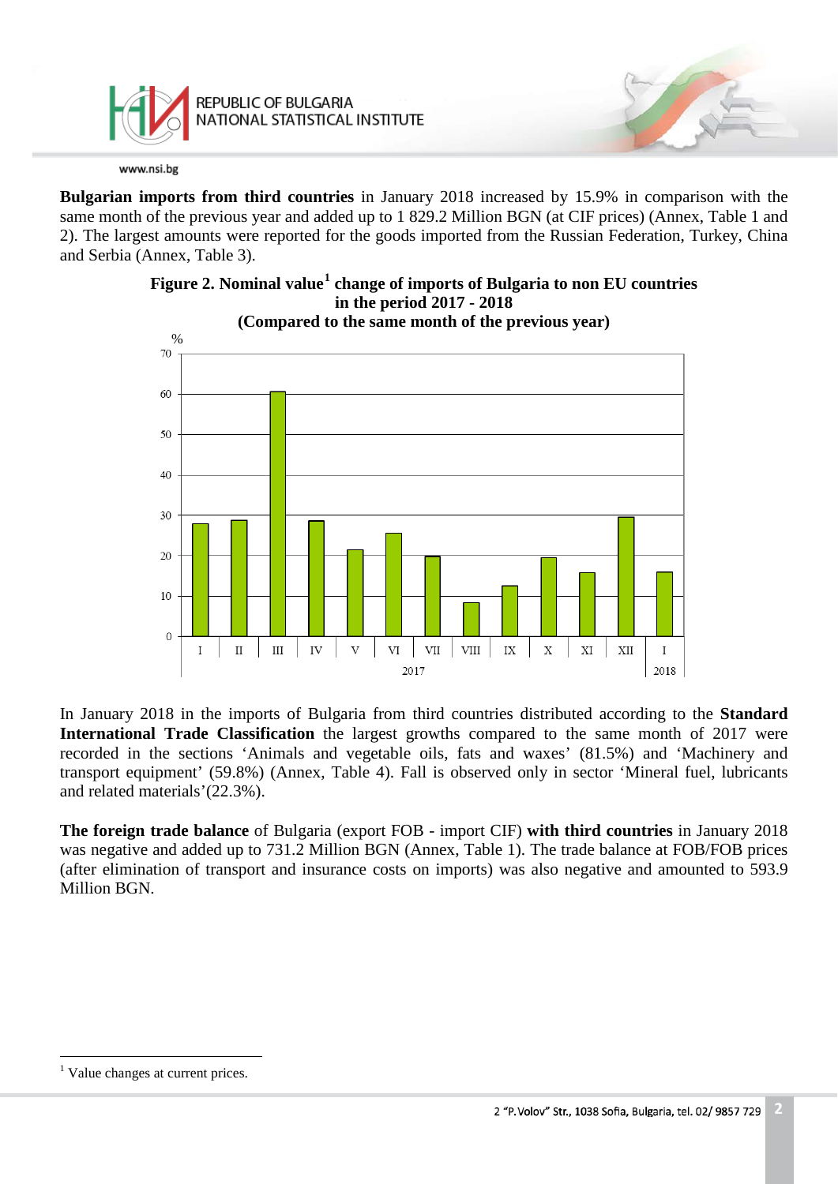**Bulgarian imports from third countries** in January 2018 increased by 15.9% in comparison with the same month of the previous year and added up to 1 829.2 Million BGN (at CIF prices) (Annex, Table 1 and 2). The largest amounts were reported for the goods imported from the Russian Federation, Turkey, China and Serbia (Annex, Table 3).

**Figure 2. Nominal value[1] change of imports of Bulgaria to non EU countries in the period 2017 - 2018 (Compared to the same month of the previous year)**

In January 2018 in the imports of Bulgaria from third countries distributed according to the **Standard International Trade Classification** the largest growths compared to the same month of 2017 were recorded in the sections 'Animals and vegetable oils, fats and waxes' (81.5%) and 'Machinery and transport equipment' (59.8%) (Annex, Table 4). Fall is observed only in sector 'Mineral fuel, lubricants and related materials'(22.3%).

**The foreign trade balance** of Bulgaria (export FOB - import CIF) **with third countries** in January 2018 was negative and added up to 731.2 Million BGN (Annex, Table 1). The trade balance at FOB/FOB prices (after elimination of transport and insurance costs on imports) was also negative and amounted to 593.9 Million BGN.

[1] Value changes at current prices.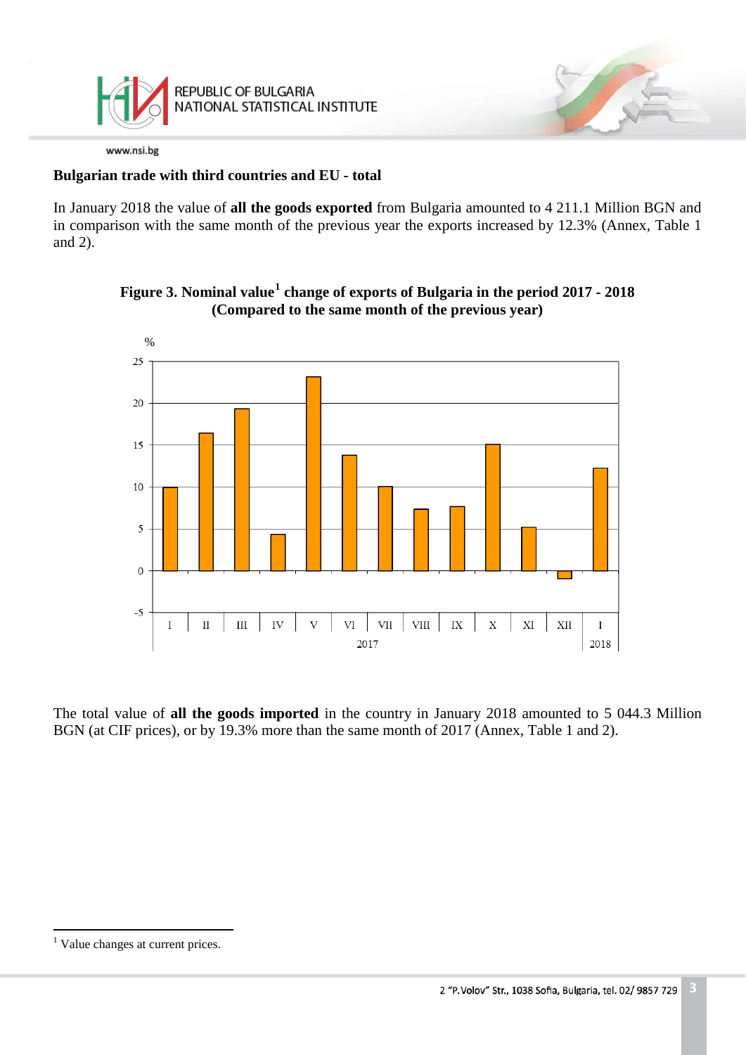## Bulgarian trade with third countries and EU - total

In January 2018 the value of **all the goods exported** from Bulgaria amounted to 4 211.1 Million BGN and in comparison with the same month of the previous year the exports increased by 12.3% (Annex, Table 1 and 2).

**Figure 3. Nominal value[1] change of exports of Bulgaria in the period 2017 - 2018 (Compared to the same month of the previous year)**

The total value of **all the goods imported** in the country in January 2018 amounted to 5 044.3 Million BGN (at CIF prices), or by 19.3% more than the same month of 2017 (Annex, Table 1 and 2).

---

[1] Value changes at current prices.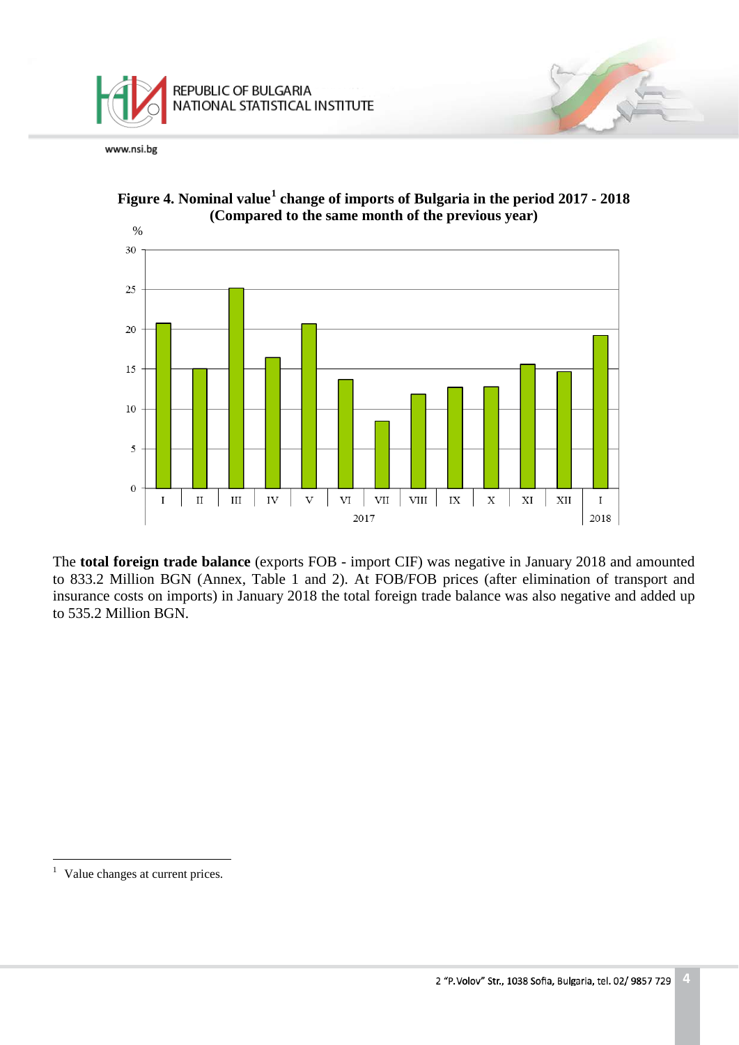**Figure 4. Nominal value[1] change of imports of Bulgaria in the period 2017 - 2018 (Compared to the same month of the previous year)**

The **total foreign trade balance** (exports FOB - import CIF) was negative in January 2018 and amounted to 833.2 Million BGN (Annex, Table 1 and 2). At FOB/FOB prices (after elimination of transport and insurance costs on imports) in January 2018 the total foreign trade balance was also negative and added up to 535.2 Million BGN.

---

[1] Value changes at current prices.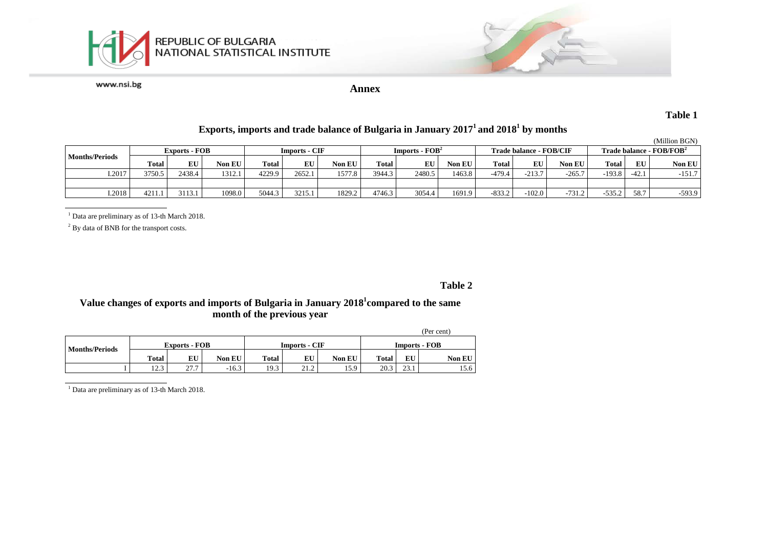REPUBLIC OF BULGARIA
NATIONAL STATISTICAL INSTITUTE

www.nsi.bg

## Annex

**Table 1**

### Exports, imports and trade balance of Bulgaria in January 2017[1] and 2018[1] by months

(Million BGN)

| Months/Periods | Exports - FOB | | | Imports - CIF | | | Imports - FOB[2] | | | Trade balance - FOB/CIF | | | Trade balance - FOB/FOB[2] | | |
|---|---|---|---|---|---|---|---|---|---|---|---|---|---|---|---|
| | Total | EU | Non EU | Total | EU | Non EU | Total | EU | Non EU | Total | EU | Non EU | Total | EU | Non EU |
| I.2017 | 3750.5 | 2438.4 | 1312.1 | 4229.9 | 2652.1 | 1577.8 | 3944.3 | 2480.5 | 1463.8 | -479.4 | -213.7 | -265.7 | -193.8 | -42.1 | -151.7 |
| | | | | | | | | | | | | | | | |
| I.2018 | 4211.1 | 3113.1 | 1098.0 | 5044.3 | 3215.1 | 1829.2 | 4746.3 | 3054.4 | 1691.9 | -833.2 | -102.0 | -731.2 | -535.2 | 58.7 | -593.9 |

[1] Data are preliminary as of 13-th March 2018.

[2] By data of BNB for the transport costs.

**Table 2**

### Value changes of exports and imports of Bulgaria in January 2018[1] compared to the same month of the previous year

(Per cent)

| Months/Periods | Exports - FOB | | | Imports - CIF | | | Imports - FOB | | |
|---|---|---|---|---|---|---|---|---|---|
| | Total | EU | Non EU | Total | EU | Non EU | Total | EU | Non EU |
| I | 12.3 | 27.7 | -16.3 | 19.3 | 21.2 | 15.9 | 20.3 | 23.1 | 15.6 |

[1] Data are preliminary as of 13-th March 2018.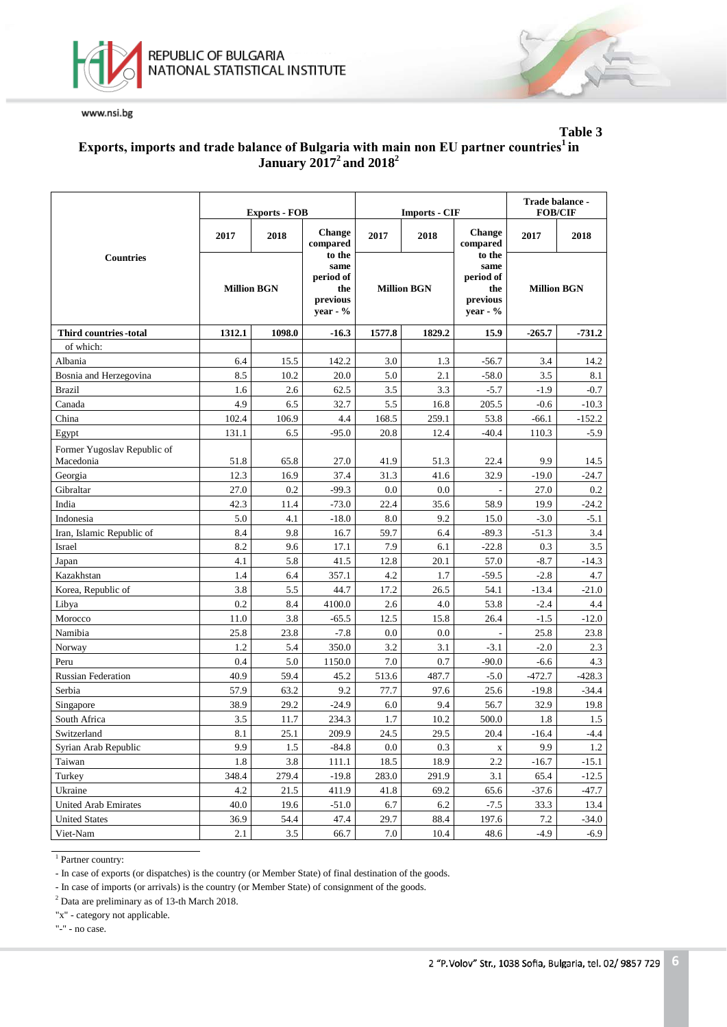**Table 3**

## Exports, imports and trade balance of Bulgaria with main non EU partner countries[1] in January 2017[2] and 2018[2]

| Countries | Exports - FOB | | | Imports - CIF | | | Trade balance - FOB/CIF | |
|---|---|---|---|---|---|---|---|---|
| | 2017 | 2018 | Change compared to the same period of the previous year - % | 2017 | 2018 | Change compared to the same period of the previous year - % | 2017 | 2018 |
| | Million BGN | | | Million BGN | | | Million BGN | |
| **Third countries -total** | **1312.1** | **1098.0** | **-16.3** | **1577.8** | **1829.2** | **15.9** | **-265.7** | **-731.2** |
| of which: | | | | | | | | |
| Albania | 6.4 | 15.5 | 142.2 | 3.0 | 1.3 | -56.7 | 3.4 | 14.2 |
| Bosnia and Herzegovina | 8.5 | 10.2 | 20.0 | 5.0 | 2.1 | -58.0 | 3.5 | 8.1 |
| Brazil | 1.6 | 2.6 | 62.5 | 3.5 | 3.3 | -5.7 | -1.9 | -0.7 |
| Canada | 4.9 | 6.5 | 32.7 | 5.5 | 16.8 | 205.5 | -0.6 | -10.3 |
| China | 102.4 | 106.9 | 4.4 | 168.5 | 259.1 | 53.8 | -66.1 | -152.2 |
| Egypt | 131.1 | 6.5 | -95.0 | 20.8 | 12.4 | -40.4 | 110.3 | -5.9 |
| Former Yugoslav Republic of Macedonia | 51.8 | 65.8 | 27.0 | 41.9 | 51.3 | 22.4 | 9.9 | 14.5 |
| Georgia | 12.3 | 16.9 | 37.4 | 31.3 | 41.6 | 32.9 | -19.0 | -24.7 |
| Gibraltar | 27.0 | 0.2 | -99.3 | 0.0 | 0.0 | - | 27.0 | 0.2 |
| India | 42.3 | 11.4 | -73.0 | 22.4 | 35.6 | 58.9 | 19.9 | -24.2 |
| Indonesia | 5.0 | 4.1 | -18.0 | 8.0 | 9.2 | 15.0 | -3.0 | -5.1 |
| Iran, Islamic Republic of | 8.4 | 9.8 | 16.7 | 59.7 | 6.4 | -89.3 | -51.3 | 3.4 |
| Israel | 8.2 | 9.6 | 17.1 | 7.9 | 6.1 | -22.8 | 0.3 | 3.5 |
| Japan | 4.1 | 5.8 | 41.5 | 12.8 | 20.1 | 57.0 | -8.7 | -14.3 |
| Kazakhstan | 1.4 | 6.4 | 357.1 | 4.2 | 1.7 | -59.5 | -2.8 | 4.7 |
| Korea, Republic of | 3.8 | 5.5 | 44.7 | 17.2 | 26.5 | 54.1 | -13.4 | -21.0 |
| Libya | 0.2 | 8.4 | 4100.0 | 2.6 | 4.0 | 53.8 | -2.4 | 4.4 |
| Morocco | 11.0 | 3.8 | -65.5 | 12.5 | 15.8 | 26.4 | -1.5 | -12.0 |
| Namibia | 25.8 | 23.8 | -7.8 | 0.0 | 0.0 | - | 25.8 | 23.8 |
| Norway | 1.2 | 5.4 | 350.0 | 3.2 | 3.1 | -3.1 | -2.0 | 2.3 |
| Peru | 0.4 | 5.0 | 1150.0 | 7.0 | 0.7 | -90.0 | -6.6 | 4.3 |
| Russian Federation | 40.9 | 59.4 | 45.2 | 513.6 | 487.7 | -5.0 | -472.7 | -428.3 |
| Serbia | 57.9 | 63.2 | 9.2 | 77.7 | 97.6 | 25.6 | -19.8 | -34.4 |
| Singapore | 38.9 | 29.2 | -24.9 | 6.0 | 9.4 | 56.7 | 32.9 | 19.8 |
| South Africa | 3.5 | 11.7 | 234.3 | 1.7 | 10.2 | 500.0 | 1.8 | 1.5 |
| Switzerland | 8.1 | 25.1 | 209.9 | 24.5 | 29.5 | 20.4 | -16.4 | -4.4 |
| Syrian Arab Republic | 9.9 | 1.5 | -84.8 | 0.0 | 0.3 | x | 9.9 | 1.2 |
| Taiwan | 1.8 | 3.8 | 111.1 | 18.5 | 18.9 | 2.2 | -16.7 | -15.1 |
| Turkey | 348.4 | 279.4 | -19.8 | 283.0 | 291.9 | 3.1 | 65.4 | -12.5 |
| Ukraine | 4.2 | 21.5 | 411.9 | 41.8 | 69.2 | 65.6 | -37.6 | -47.7 |
| United Arab Emirates | 40.0 | 19.6 | -51.0 | 6.7 | 6.2 | -7.5 | 33.3 | 13.4 |
| United States | 36.9 | 54.4 | 47.4 | 29.7 | 88.4 | 197.6 | 7.2 | -34.0 |
| Viet-Nam | 2.1 | 3.5 | 66.7 | 7.0 | 10.4 | 48.6 | -4.9 | -6.9 |

[1] Partner country:

- In case of exports (or dispatches) is the country (or Member State) of final destination of the goods.
- In case of imports (or arrivals) is the country (or Member State) of consignment of the goods.

[2] Data are preliminary as of 13-th March 2018.

"x" - category not applicable.

"-" - no case.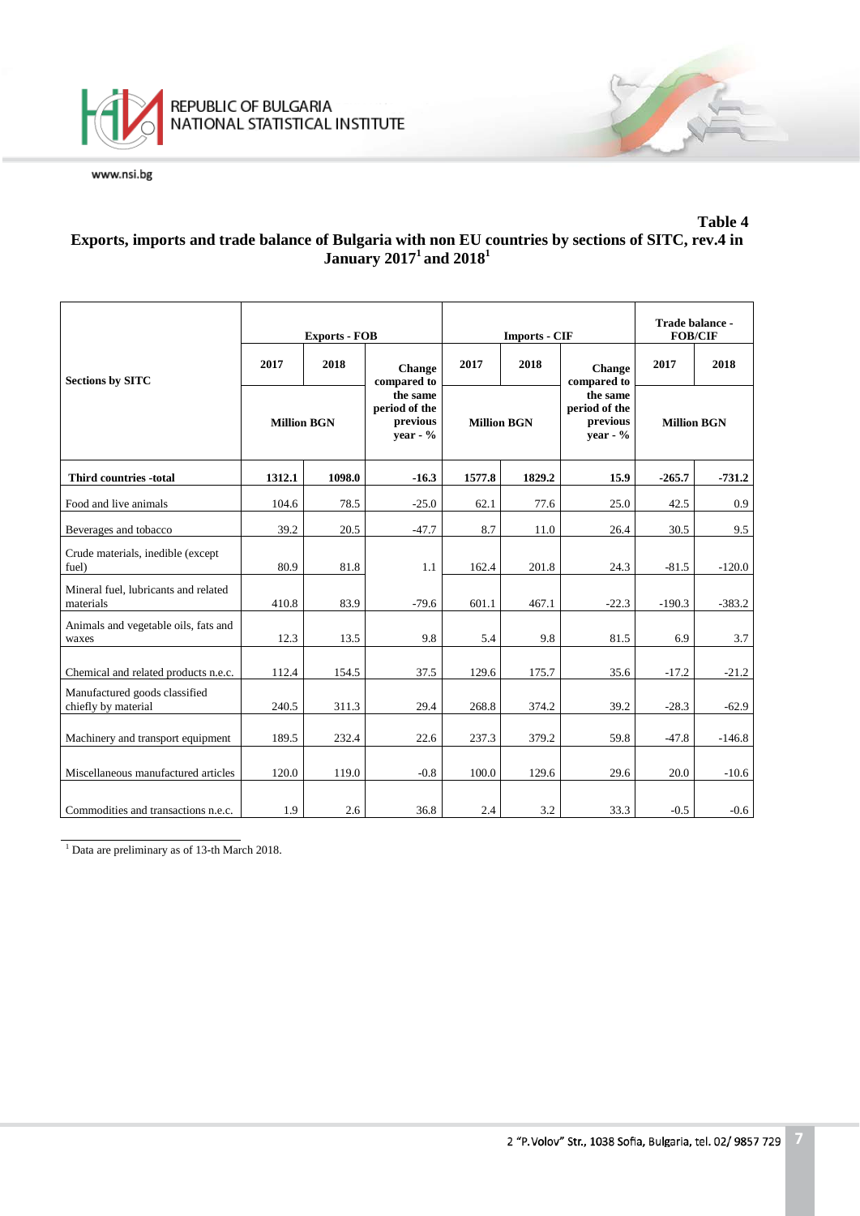**Table 4**

**Exports, imports and trade balance of Bulgaria with non EU countries by sections of SITC, rev.4 in January 2017[1] and 2018[1]**

| Sections by SITC | Exports - FOB | | | Imports - CIF | | | Trade balance - FOB/CIF | |
|---|---|---|---|---|---|---|---|---|
| | 2017 | 2018 | Change compared to the same period of the previous year - % | 2017 | 2018 | Change compared to the same period of the previous year - % | 2017 | 2018 |
| | Million BGN | | | Million BGN | | | Million BGN | |
| **Third countries -total** | **1312.1** | **1098.0** | **-16.3** | **1577.8** | **1829.2** | **15.9** | **-265.7** | **-731.2** |
| Food and live animals | 104.6 | 78.5 | -25.0 | 62.1 | 77.6 | 25.0 | 42.5 | 0.9 |
| Beverages and tobacco | 39.2 | 20.5 | -47.7 | 8.7 | 11.0 | 26.4 | 30.5 | 9.5 |
| Crude materials, inedible (except fuel) | 80.9 | 81.8 | 1.1 | 162.4 | 201.8 | 24.3 | -81.5 | -120.0 |
| Mineral fuel, lubricants and related materials | 410.8 | 83.9 | -79.6 | 601.1 | 467.1 | -22.3 | -190.3 | -383.2 |
| Animals and vegetable oils, fats and waxes | 12.3 | 13.5 | 9.8 | 5.4 | 9.8 | 81.5 | 6.9 | 3.7 |
| Chemical and related products n.e.c. | 112.4 | 154.5 | 37.5 | 129.6 | 175.7 | 35.6 | -17.2 | -21.2 |
| Manufactured goods classified chiefly by material | 240.5 | 311.3 | 29.4 | 268.8 | 374.2 | 39.2 | -28.3 | -62.9 |
| Machinery and transport equipment | 189.5 | 232.4 | 22.6 | 237.3 | 379.2 | 59.8 | -47.8 | -146.8 |
| Miscellaneous manufactured articles | 120.0 | 119.0 | -0.8 | 100.0 | 129.6 | 29.6 | 20.0 | -10.6 |
| Commodities and transactions n.e.c. | 1.9 | 2.6 | 36.8 | 2.4 | 3.2 | 33.3 | -0.5 | -0.6 |

[1] Data are preliminary as of 13-th March 2018.